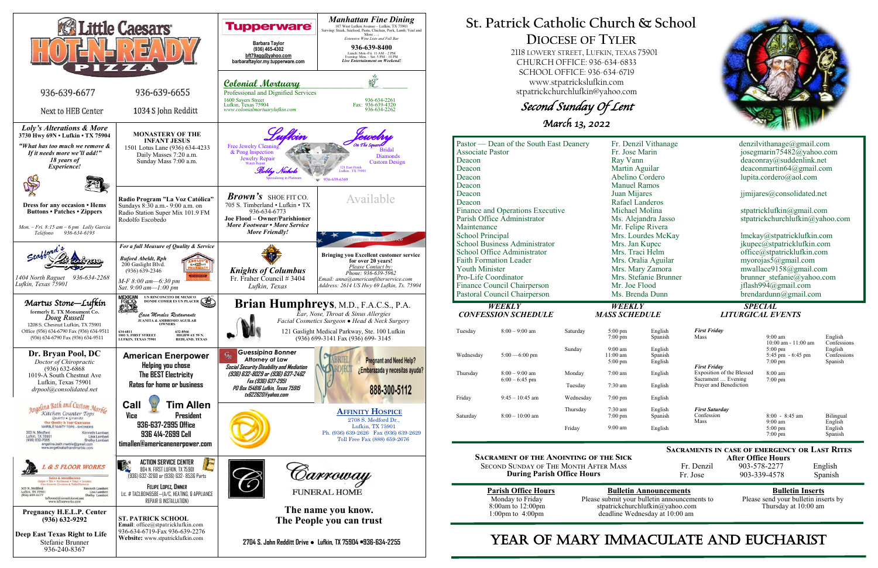# St. Patrick Catholic Church & School

## Diocese of Tyler

2118 Lowery Street, Lufkin, Texas 75901
CHURCH OFFICE: 936-634-6833
SCHOOL OFFICE: 936-634-6719
www.stpatrickslufkin.com
stpatrickchurchlufkin@yahoo.com

*Second Sunday Of Lent*

*March 13, 2022*

| Position | Name | Email |
|---|---|---|
| Pastor — Dean of the South East Deanery | Fr. Denzil Vithanage | denzilvithanage@gmail.com |
| Associate Pastor | Fr. Jose Marin | josegmarin75482@yahoo.com |
| Deacon | Ray Vann | deaconray@suddenlink.net |
| Deacon | Martin Aguilar | deaconmartin64@gmail.com |
| Deacon | Abelino Cordero | lupita.cordero@aol.com |
| Deacon | Manuel Ramos | |
| Deacon | Juan Mijares | jjmijares@consolidated.net |
| Deacon | Rafael Landeros | |
| Finance and Operations Executive | Michael Molina | stpatricklufkin@gmail.com |
| Parish Office Administrator | Ms. Alejandra Jasso | stpatrickchurchlufkin@yahoo.com |
| Maintenance | Mr. Felipe Rivera | |
| School Principal | Mrs. Lourdes McKay | lmckay@stpatricklufkin.com |
| School Business Administrator | Mrs. Jan Kupec | jkupec@stpatricklufkin.com |
| School Office Administrator | Mrs. Traci Helm | office@stpatricklufkin.com |
| Faith Formation Leader | Mrs. Oralia Aguilar | myorojas5@gmail.com |
| Youth Minister | Mrs. Mary Zamora | mwallace9158@gmail.com |
| Pro-Life Coordinator | Mrs. Stefanie Brunner | brunner_stefanie@yahoo.com |
| Finance Council Chairperson | Mr. Joe Flood | jflash994@gmail.com |
| Pastoral Council Chairperson | Ms. Brenda Dunn | brendardunn@gmail.com |

### *Weekly Confession Schedule*

| Day | Time |
|---|---|
| Tuesday | 8:00 – 9:00 am |
| Wednesday | 5:00 —6:00 pm |
| Thursday | 8:00 – 9:00 am; 6:00 – 6:45 pm |
| Friday | 9:45 – 10:45 am |
| Saturday | 8:00 – 10:00 am |

### *Weekly Mass Schedule*

| Day | Time | Language |
|---|---|---|
| Saturday | 5:00 pm | English |
| | 7:00 pm | Spanish |
| Sunday | 9:00 am | English |
| | 11:00 am | Spanish |
| | 5:00 pm | English |
| Monday | 7:00 am | English |
| Tuesday | 7:30 am | English |
| Wednesday | 7:00 pm | English |
| Thursday | 7:30 am | English |
| | 7:00 pm | Spanish |
| Friday | 9:00 am | English |

### *Special Liturgical Events*

| Event | Time | Language |
|---|---|---|
| **First Friday** Mass | 9:00 am | English |
| | 10:00 am - 11:00 am | Confessions |
| | 5:00 pm | English |
| | 5:45 pm - 6:45 pm | Confessions |
| | 7:00 pm | Spanish |
| **First Friday** Exposition of the Blessed Sacrament … Evening Prayer and Benediction | 8:00 am | |
| | 7:00 pm | |
| **First Saturday** Confession | 8:00 - 8:45 am | Bilingual |
| Mass | 9:00 am | English |
| | 5:00 pm | English |
| | 7:00 pm | Spanish |

**Sacrament of the Anointing of the Sick**
Second Sunday of the Month After Mass
**During Parish Office Hours**

**Sacraments in case of emergency or Last Rites**
**After Office Hours**

| | | |
|---|---|---|
| Fr. Denzil | 903-578-2277 | English |
| Fr. Jose | 903-339-4578 | Spanish |

**Parish Office Hours**
Monday to Friday
8:00am to 12:00pm
1:00pm to 4:00pm

**Bulletin Announcements**
Please submit your bulletin announcements to stpatrickchurchlufkin@yahoo.com deadline Wednesday at 10:00 am

**Bulletin Inserts**
Please send your bulletin inserts by Thursday at 10:00 am

## Year of Mary Immaculate and Eucharist

---

**Little Caesars HOT-N-READY Pizza**
936-639-6677 — Next to HEB Center
936-639-6655 — 1034 S John Redditt

**Tupperware**
Barbara Taylor
(936) 465-4302
bft79agg@yahoo.com
barbarataylor.my.tupperware.com

***Manhattan Fine Dining***
107 West Lufkin Avenue – Lufkin, TX 75901
Serving: Steak, Seafood, Pasta, Chicken, Pork, Lamb, Veal and More . . .
*Extensive Wine Lists and Full Bar*
**936-639-8400**
Lunch: Mon.-Fri. 11 AM – 2 PM
Evening: Mon. – Sat. 5 PM – 10 PM
*Live Entertainment on Weekend!*

***Colonial Mortuary***
Professional and Dignified Services
1600 Sayers Street
Lufkin, Texas 75904
*www.colonialmortuarylufkin.com*
936-634-2261
Fax: 936-639-4320
936-634-2262

**Loly's Alterations & More**
**3730 Hwy 69N • Lufkin • TX 75904**
***"What has too much we remove & If it needs more we'll add!"***
***18 years of Experience!***
**Dress for any occasion • Hems Buttons • Patches • Zippers**
*Mon. – Fri. 8:15 am – 6 pm Lolly Garcia*
*Teléfono 936-634-6193*

**MONASTERY OF THE INFANT JESUS**
1501 Lotus Lane (936) 634-4233
Daily Masses 7:20 a.m.
Sunday Mass 7:00 a.m.

**Lufkin Jewelry On The Square**
Free Jewelry Cleaning & Prong Inspection
Jewelry Repair
Watch Repair
Bridal
Diamonds
Custom Design
Bobby Nichols
Specializing in Platinum
121 East Frank
Lufkin, TX 75901
936-639-6369

**Radio Program "La Voz Católica"**
Sundays 8:30 a.m.- 9:00 a.m. on Radio Station Super Mix 101.9 FM
Rodolfo Escobedo

***Brown's*** **SHOE FIT CO.**
705 S. Timberland • Lufkin • TX
936-634-6773
**Joe Flood – Owner/Parishioner**
***More Footwear • More Service More Friendly!***

Available

**Stafford's Lufkin**
1404 North Raguet 936-634-2268
Lufkin, Texas 75901

***For a full Measure of Quality & Service***
**Abeldt's Gaslight Pharmacy**
*Buford Abeldt, Rph*
200 Gaslight Blvd.
(936) 639-2346
*M-F 8:00 am—6:30 pm*
*Sat. 9:00 am—1:00 pm*

***Knights of Columbus***
Fr. Fraher Council # 3404
*Lufkin, Texas*

**American Filter Service**
**Bringing you Excellent customer service for over 20 years!**
*Please Contact by:*
*Phone: 936-639-5962*
*Email: anna@americanfilterservice.com*
*Address: 2614 US Hwy 69 Lufkin, Tx. 75904*

***Martus Stone—Lufkin***
formerly E. TX Monument Co.
*Doug Russell*
1208 S. Chestnut Lufkin, TX 75901
Office (936) 634-6790 Fax (936) 634-9511
(936) 634-6790 Fax (936) 634-9511

**MEXICAN FOOD — UN RINCONCITO DE MEXICO DONDE COMER ES UN PLACER**
*Casa Morales Restaurante*
**JUANITA & AMBROSIO AGUILAR OWNERS**
634-6811 — 632-8566
1001 S. FIRST STREET LUFKIN, TEXAS 75901 — HIGHWAY 59 N. REDLAND, TEXAS

**Brian Humphreys**, M.D., F.A.C.S., P.A.
*Ear, Nose, Throat & Sinus Allergies*
*Facial Cosmetics Surgeon ● Head & Neck Surgery*
121 Gaslight Medical Parkway, Ste. 100 Lufkin
(936) 699-3141 Fax (936) 699- 3145

**Dr. Bryan Pool, DC**
*Doctor of Chiropractic*
(936) 632-6868
1019-A South Chestnut Ave
Lufkin, Texas 75901
*drpool@consolidated.net*

**American Enerpower**
Helping you chose
The BEST Electricity
Rates for home or business

**Guessipina Bonner**
***Attorney at Law***
***Social Security Disability and Mediation***
***(936) 632-8029 or (936) 637-2462***
***Fax (936) 637-2951***
***PO Box 154816 Lufkin, Texas 75915***
***tx622620@yahoo.com***

**Gabriel Project**
Pregnant and Need Help?
¿Embarazada y necesitas ayuda?
888-300-5112

**Angelina Bath and Custom Marble**
Kitchen Counter Tops
Quartz • Granite
Our Quality Is Your Guarantee
MARBLE VANITY TOPS - SHOWERS
303 N. Medford
Lufkin, TX 75901
(936) 632-7065
Kenneth Lambert
Lisa Lambert
Shelby Lambert
angelina.bath.marble@gmail.com
www.angelinabathandmarble.com

**Call Tim Allen**
**Vice President**
**936-637-2995 Office**
**936 414-2699 Cell**
**timallen@americanenerpower.com**

**Affinity Hospice**
2708 S. Medford Dr.,
Lufkin, TX 75901
Ph. (936) 639-2626 Fax (936) 639-2629
Toll Free Fax (888) 659-2676

**L & S FLOOR WORKS**
Sales & Installations
Carpet • Tile • Hardwood • Vinyl • Ceramic
303 N. Medford
Lufkin, TX 75901
(936) 699-4477
Kenneth Lambert
Lisa Lambert
Shelby Lambert
www.lsfloorworks.com

**ACTION SERVICE CENTER**
804 N. FIRST LUFKIN, TX 75901
(936) 632-3260 or (936) 632- 8536 Parts
FELIPE LOPEZ, OWNER
Lic. # TACLB0049858E—(A/C, HEATING, & APPLIANCE REPAIR & INSTALLATION)

***Carroway*** **FUNERAL HOME**
**The name you know.**
**The People you can trust**
**2704 S. John Redditt Drive ● Lufkin, TX 75904 ●936-634-2255**

**Pregnancy H.E.L.P. Center**
**(936) 632-9292**

**Deep East Texas Right to Life**
Stefanie Brunner
936-240-8367

**ST. PATRICK SCHOOL**
**Email**: office@stpatricklufkin.com
936-634-6719-Fax 936-639-2276
**Website:** www.stpatrickslufkin.com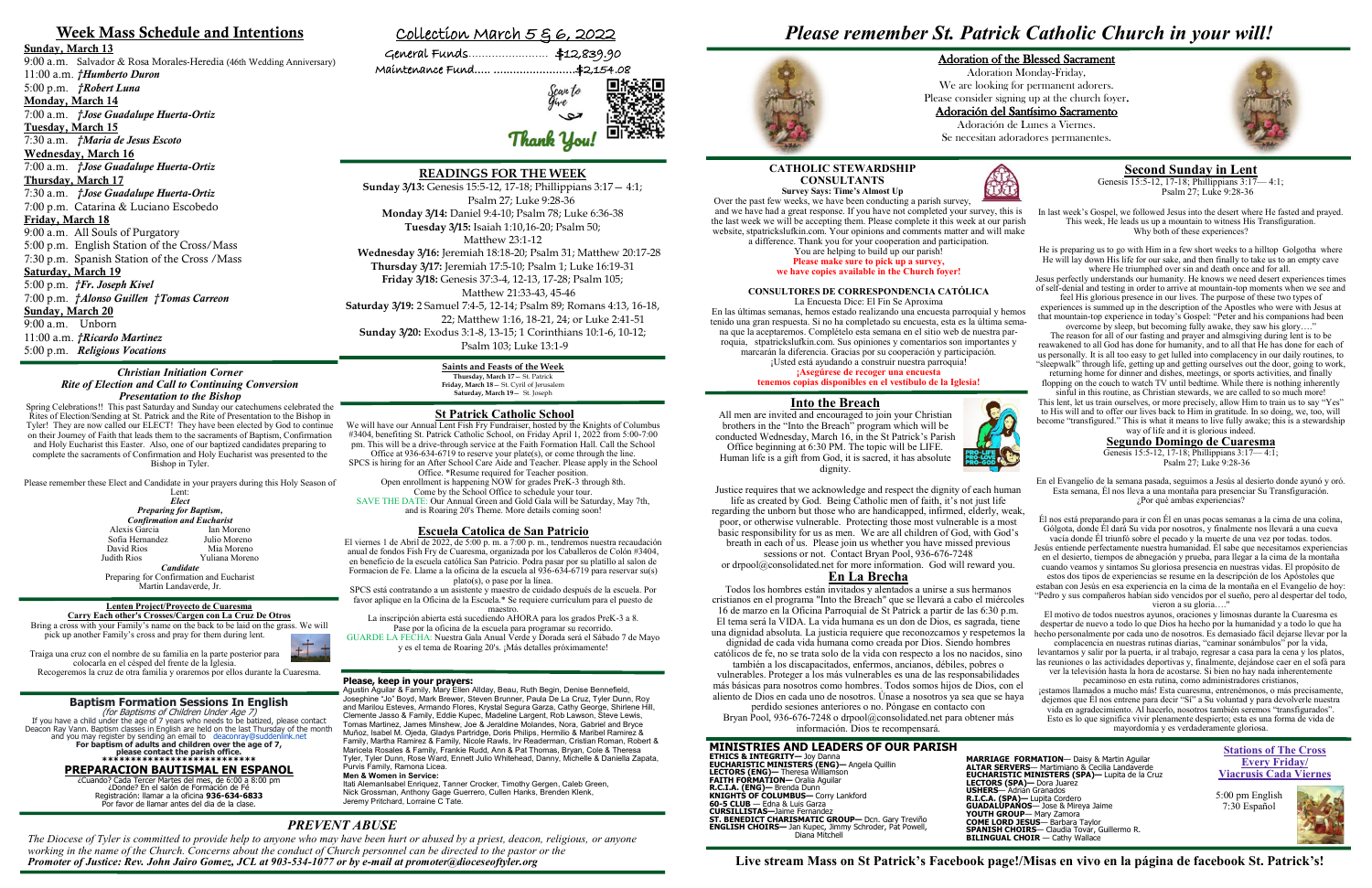# Week Mass Schedule and Intentions

**Sunday, March 13**
9:00 a.m. Salvador & Rosa Morales-Heredia (46th Wedding Anniversary)
11:00 a.m. *†Humberto Duron*
5:00 p.m. *†Robert Luna*

**Monday, March 14**
7:00 a.m. *†Jose Guadalupe Huerta-Ortiz*

**Tuesday, March 15**
7:30 a.m. *†Maria de Jesus Escoto*

**Wednesday, March 16**
7:00 a.m. *†Jose Guadalupe Huerta-Ortiz*

**Thursday, March 17**
7:30 a.m. *†Jose Guadalupe Huerta-Ortiz*
7:00 p.m. Catarina & Luciano Escobedo

**Friday, March 18**
9:00 a.m. All Souls of Purgatory
5:00 p.m. English Station of the Cross/Mass
7:30 p.m. Spanish Station of the Cross /Mass

**Saturday, March 19**
5:00 p.m. *†Fr. Joseph Kivel*
7:00 p.m. *†Alonso Guillen †Tomas Carreon*

**Sunday, March 20**
9:00 a.m. Unborn
11:00 a.m. *†Ricardo Martinez*
5:00 p.m. *Religious Vocations*

### *Christian Initiation Corner*
### *Rite of Election and Call to Continuing Conversion*
### *Presentation to the Bishop*

Spring Celebrations!! This past Saturday and Sunday our catechumens celebrated the Rites of Election/Sending at St. Patrick and the Rite of Presentation to the Bishop in Tyler! They are now called our ELECT! They have been elected by God to continue on their Journey of Faith that leads them to the sacraments of Baptism, Confirmation and Holy Eucharist this Easter. Also, one of our baptized candidates preparing to complete the sacraments of Confirmation and Holy Eucharist was presented to the Bishop in Tyler.

Please remember these Elect and Candidate in your prayers during this Holy Season of Lent:

***Elect***
***Preparing for Baptism, Confirmation and Eucharist***

| | |
|---|---|
| Alexis Garcia | Ian Moreno |
| Sofia Hernandez | Julio Moreno |
| David Rios | Mia Moreno |
| Judith Rios | Yuliana Moreno |

***Candidate***
Preparing for Confirmation and Eucharist
Martin Landaverde, Jr.

**Lenten Project/Proyecto de Cuaresma**
**Carry Each other's Crosses/Cargen con La Cruz De Otros**

Bring a cross with your Family's name on the back to be laid on the grass. We will pick up another Family's cross and pray for them during lent.

Traiga una cruz con el nombre de su familia en la parte posterior para colocarla en el césped del frente de la Iglesia.
Recogeremos la cruz de otra familia y oraremos por ellos durante la Cuaresma.

## Baptism Formation Sessions In English
*(for Baptisms of Children Under Age 7)*

If you have a child under the age of 7 years who needs to be batized, please contact Deacon Ray Vann. Baptism classes in English are held on the last Thursday of the month and you may register by sending an email to deaconray@suddenlink.net

**For baptism of adults and children over the age of 7, please contact the parish office.**

## PREPARACION BAUTISMAL EN ESPANOL

¿Cuando? Cada Tercer Martes del mes, de 6:00 a 8:00 pm
¿Donde? En el salón de Formación de Fé
Registración: llamar a la oficina **936-634-6833**
Por favor de llamar antes del dia de la clase.

## Collection March 5 & 6, 2022

General Funds........................ **$12,839.90**
Maintenance Fund..... .........................**$2,154.08**

Scan to Give
**Thank You!**

## READINGS FOR THE WEEK

**Sunday 3/13:** Genesis 15:5-12, 17-18; Phillippians 3:17— 4:1; Psalm 27; Luke 9:28-36
**Monday 3/14:** Daniel 9:4-10; Psalm 78; Luke 6:36-38
**Tuesday 3/15:** Isaiah 1:10,16-20; Psalm 50; Matthew 23:1-12
**Wednesday 3/16:** Jeremiah 18:18-20; Psalm 31; Matthew 20:17-28
**Thursday 3/17:** Jeremiah 17:5-10; Psalm 1; Luke 16:19-31
**Friday 3/18:** Genesis 37:3-4, 12-13, 17-28; Psalm 105; Matthew 21:33-43, 45-46
**Saturday 3/19:** 2 Samuel 7:4-5, 12-14; Psalm 89; Romans 4:13, 16-18, 22; Matthew 1:16, 18-21, 24; or Luke 2:41-51
**Sunday 3/20:** Exodus 3:1-8, 13-15; 1 Corinthians 10:1-6, 10-12; Psalm 103; Luke 13:1-9

**Saints and Feasts of the Week**
**Thursday, March 17—** St. Patrick
**Friday, March 18—** St. Cyril of Jerusalem
**Saturday, March 19—** St. Joseph

## St Patrick Catholic School

We will have our Annual Lent Fish Fry Fundraiser, hosted by the Knights of Columbus #3404, benefiting St. Patrick Catholic School, on Friday April 1, 2022 from 5:00-7:00 pm. This will be a drive-through service at the Faith Formation Hall. Call the School Office at 936-634-6719 to reserve your plate(s), or come through the line.
SPCS is hiring for an After School Care Aide and Teacher. Please apply in the School Office. *Resume required for Teacher position.
Open enrollment is happening NOW for grades PreK-3 through 8th. Come by the School Office to schedule your tour.
SAVE THE DATE: Our Annual Green and Gold Gala will be Saturday, May 7th, and is Roaring 20's Theme. More details coming soon!

## Escuela Catolica de San Patricio

El viernes 1 de Abril de 2022, de 5:00 p. m. a 7:00 p. m., tendremos nuestra recaudación anual de fondos Fish Fry de Cuaresma, organizada por los Caballeros de Colón #3404, en beneficio de la escuela católica San Patricio. Podrá pasar por su platillo al salon de Formacion de Fe. Llame a la oficina de la escuela al 936-634-6719 para reservar su(s) plato(s), o pase por la linea.
SPCS está contratando a un asistente y maestro de cuidado después de la escuela. Por favor aplique en la Oficina de la Escuela.* Se requiere currículum para el puesto de maestro.
La inscripción abierta está sucediendo AHORA para los grados PreK-3 a 8. Pase por la oficina de la escuela para programar su recorrido.
GUARDE LA FECHA: Nuestra Gala Anual Verde y Dorada será el Sábado 7 de Mayo y es el tema de Roaring 20's. ¡Más detalles próximamente!

**Please, keep in your prayers:**
Agustin Aguilar & Family, Mary Ellen Allday, Beau, Ruth Begin, Denise Bennefield, Josephine "Jo" Boyd, Mark Brewer, Steven Brunner, Paula De La Cruz, Tyler Dunn, Roy and Marilou Esteves, Armando Flores, Krystal Segura Garza, Cathy George, Shirlene Hill, Clemente Jasso & Family, Eddie Kupec, Madeline Largent, Rob Lawson, Steve Lewis, Tomas Martinez, James Minshew, Joe & Jeraldine Molandes, Nora, Gabriel and Bryce Muñoz, Alicia M. Ojeda, Gladys Partridge, Doris Philips, Hermilio & Maribel Ramirez & Family, Martha Ramirez & Family, Nicole Rawls, Irv Readerman, Cristian Roman, Robert & Maricela Rosales & Family, Frankie Rudd, Ann & Pat Thomas, Bryan, Cole & Theresa Tyler, Tyler Dunn, Rose Ward, Ennett Julio Whitehead, Danny, Michelle & Daniella Zapata, Purvis Family, Ramona Licea.
**Men & Women in Service:**
Itati Alemanlsabel Enriquez, Tanner Crocker, Timothy Cergen, Caleb Green, Nick Grossman, Anthony Gage Guerrero, Cullen Hanks, Brenden Klenk, Jeremy Pritchard, Lorraine C Tate.

## *PREVENT ABUSE*

*The Diocese of Tyler is committed to provide help to anyone who may have been hurt or abused by a priest, deacon, religious, or anyone working in the name of the Church. Concerns about the conduct of Church personnel can be directed to the pastor or the*
***Promoter of Justice: Rev. John Jairo Gomez, JCL at 903-534-1077 or by e-mail at promoter@dioceseoftyler.org***

# *Please remember St. Patrick Catholic Church in your will!*

**Adoration of the Blessed Sacrament**
Adoration Monday-Friday.
We are looking for permanent adorers.
Please consider signing up at the church foyer.

**Adoración del Santísimo Sacramento**
Adoración de Lunes a Viernes.
Se necesitan adoradores permanentes.

### CATHOLIC STEWARDSHIP CONSULTANTS
**Survey Says: Time's Almost Up**

Over the past few weeks, we have been conducting a parish survey, and we have had a great response. If you have not completed your survey, this is the last week we will be accepting them. Please complete it this week at our parish website, stpatrickslufkin.com. Your opinions and comments matter and will make a difference. Thank you for your cooperation and participation.
You are helping to build up our parish!
**Please make sure to pick up a survey, we have copies available in the Church foyer!**

### CONSULTORES DE CORRESPONDENCIA CATÓLICA
La Encuesta Dice: El Fin Se Aproxima

En las últimas semanas, hemos estado realizando una encuesta parroquial y hemos tenido una gran respuesta. Si no ha completado su encuesta, esta es la última semana que la aceptaremos. Complételo esta semana en el sitio web de nuestra parroquia, stpatrickslufkin.com. Sus opiniones y comentarios son importantes y marcarán la diferencia. Gracias por su cooperación y participación.
¡Usted está ayudando a construir nuestra parroquia!
**¡Asegúrese de recoger una encuesta tenemos copias disponibles en el vestíbulo de la Iglesia!**

## Into the Breach

All men are invited and encouraged to join your Christian brothers in the "Into the Breach" program which will be conducted Wednesday, March 16, in the St Patrick's Parish Office beginning at 6:30 PM. The topic will be LIFE. Human life is a gift from God, it is sacred, it has absolute dignity.

Justice requires that we acknowledge and respect the dignity of each human life as created by God. Being Catholic men of faith, it's not just life regarding the unborn but those who are handicapped, infirmed, elderly, weak, poor, or otherwise vulnerable. Protecting those most vulnerable is a most basic responsibility for us as men. We are all children of God, with God's breath in each of us. Please join us whether you have missed previous sessions or not. Contact Bryan Pool, 936-676-7248 or drpool@consolidated.net for more information. God will reward you.

## En La Brecha

Todos los hombres están invitados y alentados a unirse a sus hermanos cristianos en el programa "Into the Breach" que se llevará a cabo el miércoles 16 de marzo en la Oficina Parroquial de St Patrick a partir de las 6:30 p.m. El tema será la VIDA. La vida humana es un don de Dios, es sagrada, tiene una dignidad absoluta. La justicia requiere que reconozcamos y respetemos la dignidad de cada vida humana como creada por Dios. Siendo hombres católicos de fe, no se trata solo de la vida con respecto a los no nacidos, sino también a los discapacitados, enfermos, ancianos, débiles, pobres o vulnerables. Proteger a los más vulnerables es una de las responsabilidades más básicas para nosotros como hombres. Todos somos hijos de Dios, con el aliento de Dios en cada uno de nosotros. Únase a nosotros ya sea que se haya perdido sesiones anteriores o no. Póngase en contacto con Bryan Pool, 936-676-7248 o drpool@consolidated.net para obtener más información. Dios te recompensará.

## MINISTRIES AND LEADERS OF OUR PARISH

**ETHICS & INTEGRITY—** Joy Danna
**EUCHARISTIC MINISTERS (ENG)—** Angela Quillin
**LECTORS (ENG)—** Theresa Williamson
**FAITH FORMATION—** Oralia Aguilar
**R.C.I.A. (ENG)—** Brenda Dunn
**KNIGHTS OF COLUMBUS—** Corry Lankford
**60-5 CLUB —** Edna & Luis Garza
**CURSILLISTAS—**Jaime Fernandez
**ST. BENEDICT CHARISMATIC GROUP—** Dcn. Gary Treviño
**ENGLISH CHOIRS—** Jan Kupec, Jimmy Schroder, Pat Powell, Diana Mitchell
**MARRIAGE FORMATION—** Daisy & Martin Aguilar
**ALTAR SERVERS—** Martimiano & Cecilia Landaverde
**EUCHARISTIC MINISTERS (SPA)—** Lupita de la Cruz
**LECTORS (SPA)—** Dora Juarez
**USHERS—** Adrian Granados
**R.I.C.A. (SPA)—** Lupita Cordero
**GUADALUPANOS—** Jose & Mireya Jaime
**YOUTH GROUP—** Mary Zamora
**COME LORD JESUS—** Barbara Taylor
**SPANISH CHOIRS—** Claudia Tovar, Guillermo R.
**BILINGUAL CHOIR —** Cathy Wallace

## Second Sunday in Lent
Genesis 15:5-12, 17-18; Phillippians 3:17— 4:1; Psalm 27; Luke 9:28-36

In last week's Gospel, we followed Jesus into the desert where He fasted and prayed. This week, He leads us up a mountain to witness His Transfiguration. Why both of these experiences?

He is preparing us to go with Him in a few short weeks to a hilltop Golgotha where He will lay down His life for our sake, and then finally to take us to an empty cave where He triumphed over sin and death once and for all.

Jesus perfectly understands our humanity. He knows we need desert experiences times of self-denial and testing in order to arrive at mountain-top moments when we see and feel His glorious presence in our lives. The purpose of these two types of experiences is summed up in the description of the Apostles who were with Jesus at that mountain-top experience in today's Gospel: "Peter and his companions had been overcome by sleep, but becoming fully awake, they saw his glory…."

The reason for all of our fasting and prayer and almsgiving during lent is to be reawakened to all God has done for humanity, and to all that He has done for each of us personally. It is all too easy to get lulled into complacency in our daily routines, to "sleepwalk" through life, getting up and getting ourselves out the door, going to work, returning home for dinner and dishes, meetings, or sports activities, and finally flopping on the couch to watch TV until bedtime. While there is nothing inherently sinful in this routine, as Christian stewards, we are called to so much more! This lent, let us train ourselves, or more precisely, allow Him to train us to say "Yes" to His will and to offer our lives back to Him in gratitude. In so doing, we, too, will become "transfigured." This is what it means to live fully awake; this is a stewardship way of life and it is glorious indeed.

## Segundo Domingo de Cuaresma
Genesis 15:5-12, 17-18; Phillippians 3:17— 4:1; Psalm 27; Luke 9:28-36

En el Evangelio de la semana pasada, seguimos a Jesús al desierto donde ayunó y oró. Esta semana, Él nos lleva a una montaña para presenciar Su Transfiguración. ¿Por qué ambas experiencias?

Él nos está preparando para ir con Él en unas pocas semanas a la cima de una colina, Gólgota, donde Él dará Su vida por nosotros, y finalmente nos llevará a una cueva vacía donde Él triunfó sobre el pecado y la muerte de una vez por todas. todos. Jesús entiende perfectamente nuestra humanidad. Él sabe que necesitamos experiencias en el desierto, tiempos de abnegación y prueba, para llegar a la cima de la montaña cuando veamos y sintamos Su gloriosa presencia en nuestras vidas. El propósito de estos dos tipos de experiencias se resume en la descripción de los Apóstoles que estaban con Jesús en esa experiencia en la cima de la montaña en el Evangelio de hoy: "Pedro y sus compañeros habían sido vencidos por el sueño, pero al despertar del todo, vieron a su gloria…."

El motivo de todos nuestros ayunos, oraciones y limosnas durante la Cuaresma es despertar de nuevo a todo lo que Dios ha hecho por la humanidad y a todo lo que ha hecho personalmente por cada uno de nosotros. Es demasiado fácil dejarse llevar por la complacencia en nuestras rutinas diarias, "caminar sonámbulos" por la vida, levantarnos y salir por la puerta, ir al trabajo, regresar a casa para la cena y los platos, las reuniones o las actividades deportivas y, finalmente, dejándose caer en el sofá para ver la televisión hasta la hora de acostarse. Si bien no hay nada inherentemente pecaminoso en esta rutina, como administradores cristianos, ¡estamos llamados a mucho más! Esta cuaresma, entrenémonos, o más precisamente, dejemos que Él nos entrene para decir "Sí" a Su voluntad y para devolverle nuestra vida en agradecimiento. Al hacerlo, nosotros también seremos "transfigurados". Esto es lo que significa vivir plenamente despierto; esta es una forma de vida de mayordomía y es verdaderamente gloriosa.

**Stations of The Cross Every Friday/ Viacrusis Cada Viernes**
5:00 pm English
7:30 Español

**Live stream Mass on St Patrick's Facebook page!/Misas en vivo en la página de facebook St. Patrick's!**